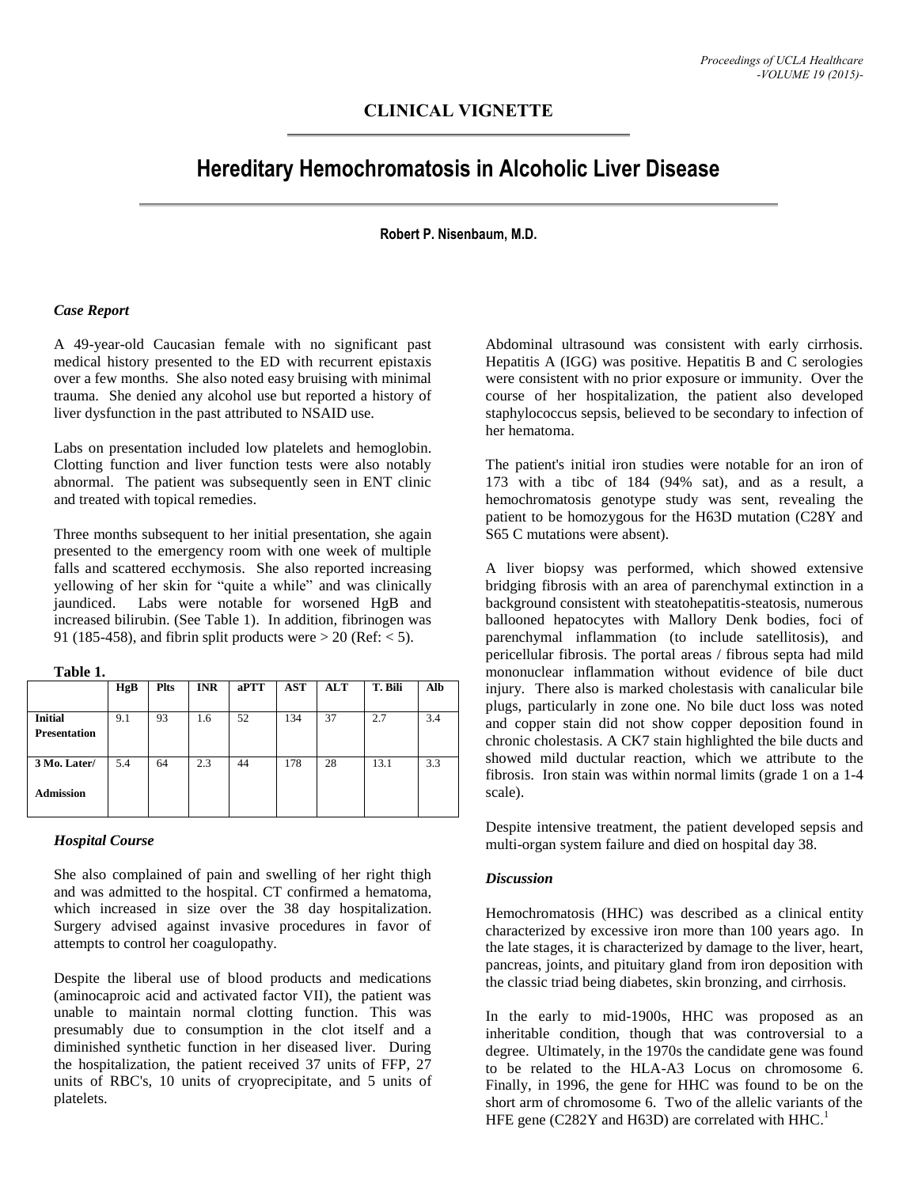## CLINICAL VIGNETTE

# Hereditary Hemochromatosis in Alcoholic Liver Disease

**Robert P. Nisenbaum, M.D.**

### *Case Report*

A 49-year-old Caucasian female with no significant past medical history presented to the ED with recurrent epistaxis over a few months. She also noted easy bruising with minimal trauma. She denied any alcohol use but reported a history of liver dysfunction in the past attributed to NSAID use.

Labs on presentation included low platelets and hemoglobin. Clotting function and liver function tests were also notably abnormal. The patient was subsequently seen in ENT clinic and treated with topical remedies.

Three months subsequent to her initial presentation, she again presented to the emergency room with one week of multiple falls and scattered ecchymosis. She also reported increasing yellowing of her skin for "quite a while" and was clinically jaundiced. Labs were notable for worsened HgB and increased bilirubin. (See Table 1). In addition, fibrinogen was 91 (185-458), and fibrin split products were > 20 (Ref: < 5).

**Table 1.**

| | HgB | Plts | INR | aPTT | AST | ALT | T. Bili | Alb |
|---|---|---|---|---|---|---|---|---|
| **Initial Presentation** | 9.1 | 93 | 1.6 | 52 | 134 | 37 | 2.7 | 3.4 |
| **3 Mo. Later/ Admission** | 5.4 | 64 | 2.3 | 44 | 178 | 28 | 13.1 | 3.3 |

### *Hospital Course*

She also complained of pain and swelling of her right thigh and was admitted to the hospital. CT confirmed a hematoma, which increased in size over the 38 day hospitalization. Surgery advised against invasive procedures in favor of attempts to control her coagulopathy.

Despite the liberal use of blood products and medications (aminocaproic acid and activated factor VII), the patient was unable to maintain normal clotting function. This was presumably due to consumption in the clot itself and a diminished synthetic function in her diseased liver. During the hospitalization, the patient received 37 units of FFP, 27 units of RBC's, 10 units of cryoprecipitate, and 5 units of platelets.

Abdominal ultrasound was consistent with early cirrhosis. Hepatitis A (IGG) was positive. Hepatitis B and C serologies were consistent with no prior exposure or immunity. Over the course of her hospitalization, the patient also developed staphylococcus sepsis, believed to be secondary to infection of her hematoma.

The patient's initial iron studies were notable for an iron of 173 with a tibc of 184 (94% sat), and as a result, a hemochromatosis genotype study was sent, revealing the patient to be homozygous for the H63D mutation (C28Y and S65 C mutations were absent).

A liver biopsy was performed, which showed extensive bridging fibrosis with an area of parenchymal extinction in a background consistent with steatohepatitis-steatosis, numerous ballooned hepatocytes with Mallory Denk bodies, foci of parenchymal inflammation (to include satellitosis), and pericellular fibrosis. The portal areas / fibrous septa had mild mononuclear inflammation without evidence of bile duct injury. There also is marked cholestasis with canalicular bile plugs, particularly in zone one. No bile duct loss was noted and copper stain did not show copper deposition found in chronic cholestasis. A CK7 stain highlighted the bile ducts and showed mild ductular reaction, which we attribute to the fibrosis. Iron stain was within normal limits (grade 1 on a 1-4 scale).

Despite intensive treatment, the patient developed sepsis and multi-organ system failure and died on hospital day 38.

### *Discussion*

Hemochromatosis (HHC) was described as a clinical entity characterized by excessive iron more than 100 years ago. In the late stages, it is characterized by damage to the liver, heart, pancreas, joints, and pituitary gland from iron deposition with the classic triad being diabetes, skin bronzing, and cirrhosis.

In the early to mid-1900s, HHC was proposed as an inheritable condition, though that was controversial to a degree. Ultimately, in the 1970s the candidate gene was found to be related to the HLA-A3 Locus on chromosome 6. Finally, in 1996, the gene for HHC was found to be on the short arm of chromosome 6. Two of the allelic variants of the HFE gene (C282Y and H63D) are correlated with HHC.[1]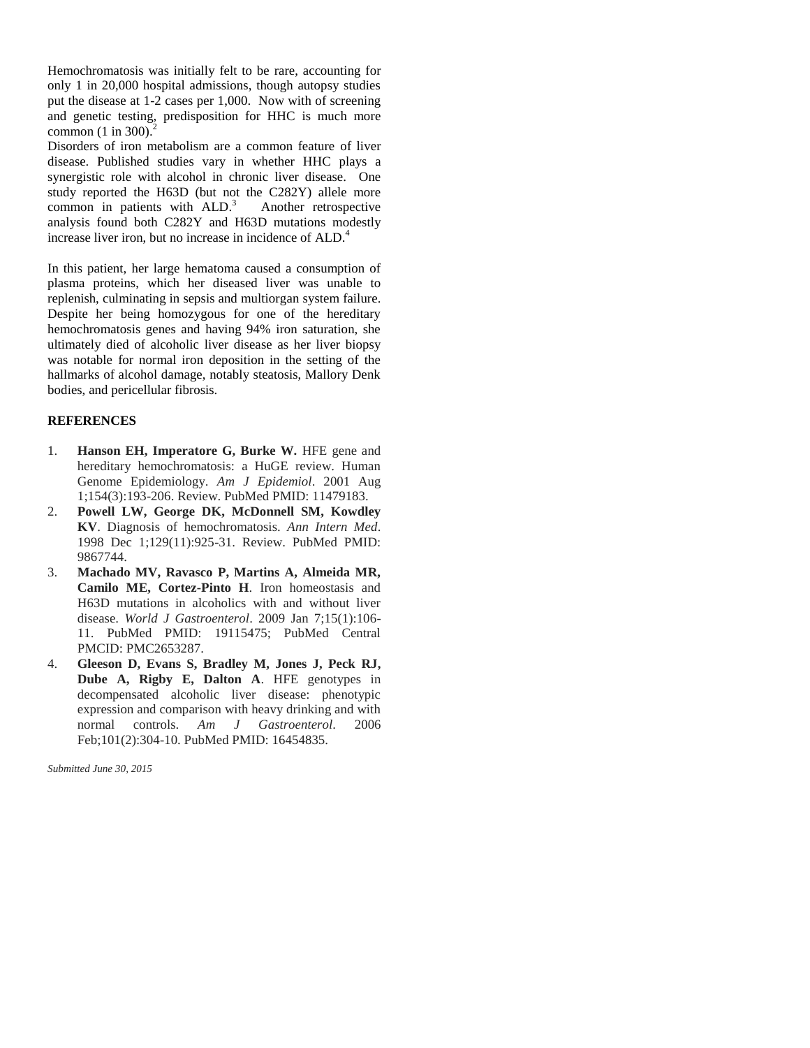Hemochromatosis was initially felt to be rare, accounting for only 1 in 20,000 hospital admissions, though autopsy studies put the disease at 1-2 cases per 1,000. Now with of screening and genetic testing, predisposition for HHC is much more common (1 in 300).[2]

Disorders of iron metabolism are a common feature of liver disease. Published studies vary in whether HHC plays a synergistic role with alcohol in chronic liver disease. One study reported the H63D (but not the C282Y) allele more common in patients with ALD.[3] Another retrospective analysis found both C282Y and H63D mutations modestly increase liver iron, but no increase in incidence of ALD.[4]

In this patient, her large hematoma caused a consumption of plasma proteins, which her diseased liver was unable to replenish, culminating in sepsis and multiorgan system failure. Despite her being homozygous for one of the hereditary hemochromatosis genes and having 94% iron saturation, she ultimately died of alcoholic liver disease as her liver biopsy was notable for normal iron deposition in the setting of the hallmarks of alcohol damage, notably steatosis, Mallory Denk bodies, and pericellular fibrosis.

## REFERENCES

1. **Hanson EH, Imperatore G, Burke W.** HFE gene and hereditary hemochromatosis: a HuGE review. Human Genome Epidemiology. *Am J Epidemiol*. 2001 Aug 1;154(3):193-206. Review. PubMed PMID: 11479183.
2. **Powell LW, George DK, McDonnell SM, Kowdley KV**. Diagnosis of hemochromatosis. *Ann Intern Med*. 1998 Dec 1;129(11):925-31. Review. PubMed PMID: 9867744.
3. **Machado MV, Ravasco P, Martins A, Almeida MR, Camilo ME, Cortez-Pinto H**. Iron homeostasis and H63D mutations in alcoholics with and without liver disease. *World J Gastroenterol*. 2009 Jan 7;15(1):106-11. PubMed PMID: 19115475; PubMed Central PMCID: PMC2653287.
4. **Gleeson D, Evans S, Bradley M, Jones J, Peck RJ, Dube A, Rigby E, Dalton A**. HFE genotypes in decompensated alcoholic liver disease: phenotypic expression and comparison with heavy drinking and with normal controls. *Am J Gastroenterol*. 2006 Feb;101(2):304-10. PubMed PMID: 16454835.

*Submitted June 30, 2015*